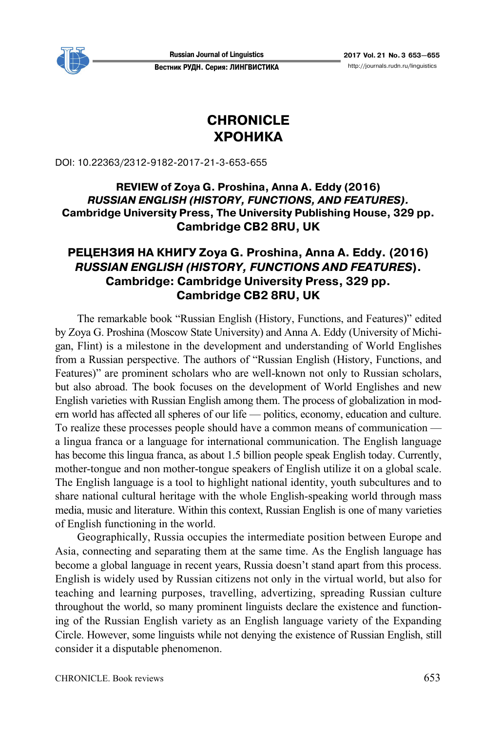# CHRONICLE
# ХРОНИКА

DOI: 10.22363/2312-9182-2017-21-3-653-655

## REVIEW of Zoya G. Proshina, Anna A. Eddy (2016) *RUSSIAN ENGLISH (HISTORY, FUNCTIONS, AND FEATURES).* Cambridge University Press, The University Publishing House, 329 pp. Cambridge CB2 8RU, UK

## РЕЦЕНЗИЯ НА КНИГУ Zoya G. Proshina, Anna A. Eddy. (2016) *RUSSIAN ENGLISH (HISTORY, FUNCTIONS AND FEATURES)*. Cambridge: Cambridge University Press, 329 pp. Cambridge CB2 8RU, UK

The remarkable book "Russian English (History, Functions, and Features)" edited by Zoya G. Proshina (Moscow State University) and Anna A. Eddy (University of Michigan, Flint) is a milestone in the development and understanding of World Englishes from a Russian perspective. The authors of "Russian English (History, Functions, and Features)" are prominent scholars who are well-known not only to Russian scholars, but also abroad. The book focuses on the development of World Englishes and new English varieties with Russian English among them. The process of globalization in modern world has affected all spheres of our life — politics, economy, education and culture. To realize these processes people should have a common means of communication — a lingua franca or a language for international communication. The English language has become this lingua franca, as about 1.5 billion people speak English today. Currently, mother-tongue and non mother-tongue speakers of English utilize it on a global scale. The English language is a tool to highlight national identity, youth subcultures and to share national cultural heritage with the whole English-speaking world through mass media, music and literature. Within this context, Russian English is one of many varieties of English functioning in the world.

Geographically, Russia occupies the intermediate position between Europe and Asia, connecting and separating them at the same time. As the English language has become a global language in recent years, Russia doesn't stand apart from this process. English is widely used by Russian citizens not only in the virtual world, but also for teaching and learning purposes, travelling, advertizing, spreading Russian culture throughout the world, so many prominent linguists declare the existence and functioning of the Russian English variety as an English language variety of the Expanding Circle. However, some linguists while not denying the existence of Russian English, still consider it a disputable phenomenon.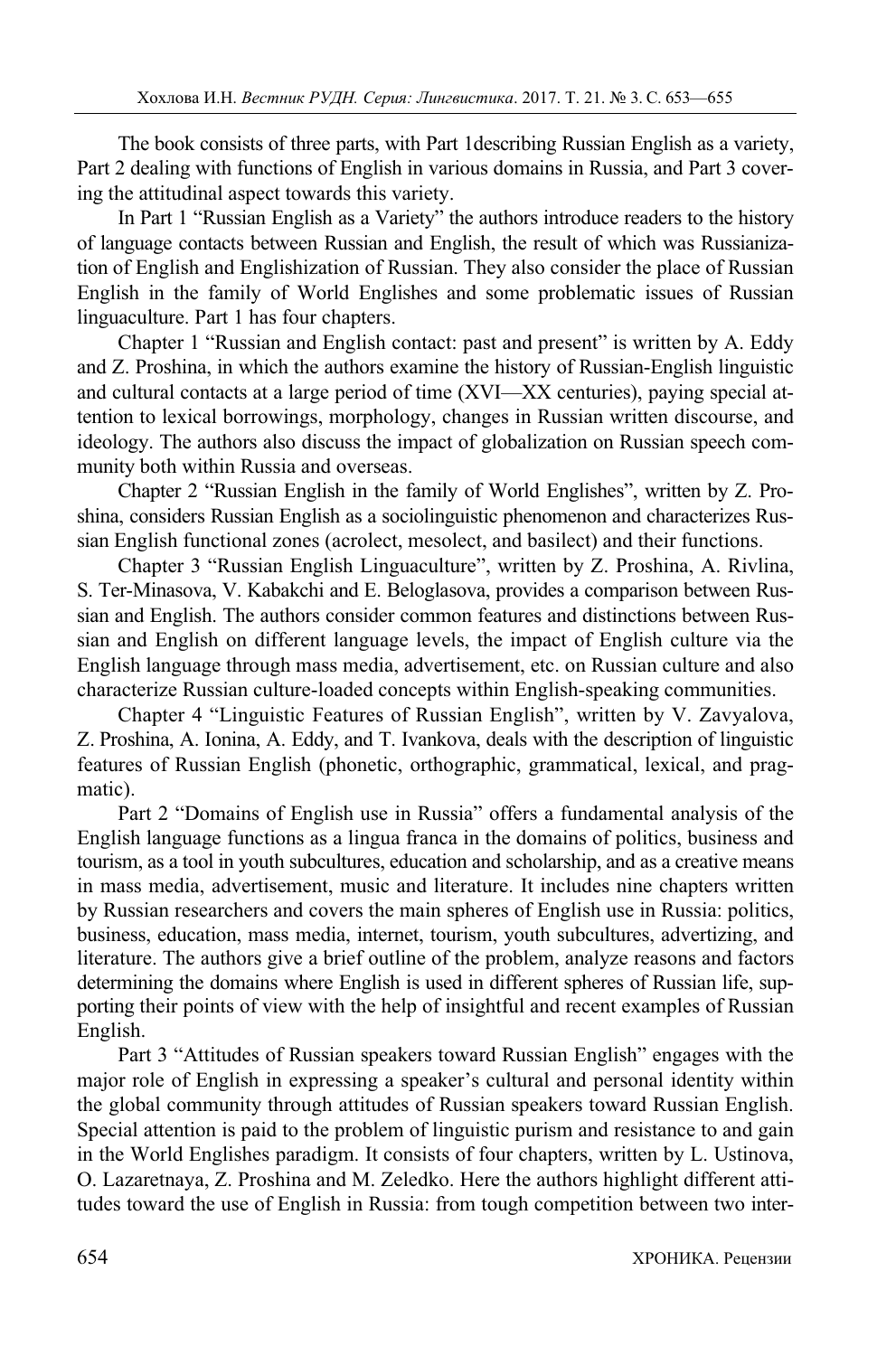The book consists of three parts, with Part 1describing Russian English as a variety, Part 2 dealing with functions of English in various domains in Russia, and Part 3 covering the attitudinal aspect towards this variety.

In Part 1 "Russian English as a Variety" the authors introduce readers to the history of language contacts between Russian and English, the result of which was Russianization of English and Englishization of Russian. They also consider the place of Russian English in the family of World Englishes and some problematic issues of Russian linguaculture. Part 1 has four chapters.

Chapter 1 "Russian and English contact: past and present" is written by A. Eddy and Z. Proshina, in which the authors examine the history of Russian-English linguistic and cultural contacts at a large period of time (XVI—XX centuries), paying special attention to lexical borrowings, morphology, changes in Russian written discourse, and ideology. The authors also discuss the impact of globalization on Russian speech community both within Russia and overseas.

Chapter 2 "Russian English in the family of World Englishes", written by Z. Proshina, considers Russian English as a sociolinguistic phenomenon and characterizes Russian English functional zones (acrolect, mesolect, and basilect) and their functions.

Chapter 3 "Russian English Linguaculture", written by Z. Proshina, A. Rivlina, S. Ter-Minasova, V. Kabakchi and E. Beloglasova, provides a comparison between Russian and English. The authors consider common features and distinctions between Russian and English on different language levels, the impact of English culture via the English language through mass media, advertisement, etc. on Russian culture and also characterize Russian culture-loaded concepts within English-speaking communities.

Chapter 4 "Linguistic Features of Russian English", written by V. Zavyalova, Z. Proshina, A. Ionina, A. Eddy, and T. Ivankova, deals with the description of linguistic features of Russian English (phonetic, orthographic, grammatical, lexical, and pragmatic).

Part 2 "Domains of English use in Russia" offers a fundamental analysis of the English language functions as a lingua franca in the domains of politics, business and tourism, as a tool in youth subcultures, education and scholarship, and as a creative means in mass media, advertisement, music and literature. It includes nine chapters written by Russian researchers and covers the main spheres of English use in Russia: politics, business, education, mass media, internet, tourism, youth subcultures, advertizing, and literature. The authors give a brief outline of the problem, analyze reasons and factors determining the domains where English is used in different spheres of Russian life, supporting their points of view with the help of insightful and recent examples of Russian English.

Part 3 "Attitudes of Russian speakers toward Russian English" engages with the major role of English in expressing a speaker's cultural and personal identity within the global community through attitudes of Russian speakers toward Russian English. Special attention is paid to the problem of linguistic purism and resistance to and gain in the World Englishes paradigm. It consists of four chapters, written by L. Ustinova, O. Lazaretnaya, Z. Proshina and M. Zeledko. Here the authors highlight different attitudes toward the use of English in Russia: from tough competition between two inter-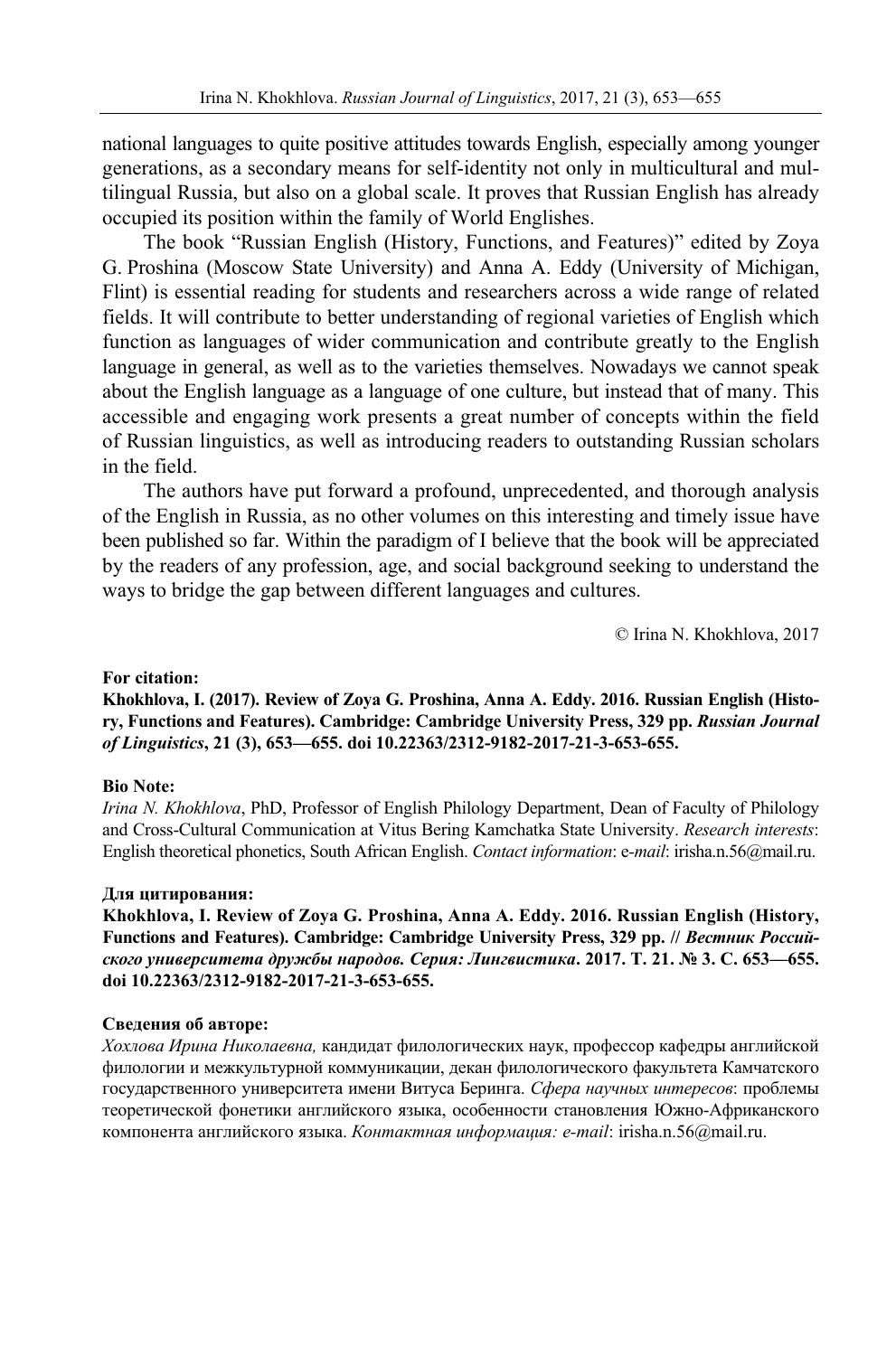national languages to quite positive attitudes towards English, especially among younger generations, as a secondary means for self-identity not only in multicultural and multilingual Russia, but also on a global scale. It proves that Russian English has already occupied its position within the family of World Englishes.

The book "Russian English (History, Functions, and Features)" edited by Zoya G. Proshina (Moscow State University) and Anna A. Eddy (University of Michigan, Flint) is essential reading for students and researchers across a wide range of related fields. It will contribute to better understanding of regional varieties of English which function as languages of wider communication and contribute greatly to the English language in general, as well as to the varieties themselves. Nowadays we cannot speak about the English language as a language of one culture, but instead that of many. This accessible and engaging work presents a great number of concepts within the field of Russian linguistics, as well as introducing readers to outstanding Russian scholars in the field.

The authors have put forward a profound, unprecedented, and thorough analysis of the English in Russia, as no other volumes on this interesting and timely issue have been published so far. Within the paradigm of I believe that the book will be appreciated by the readers of any profession, age, and social background seeking to understand the ways to bridge the gap between different languages and cultures.

© Irina N. Khokhlova, 2017

**For citation:**

**Khokhlova, I. (2017). Review of Zoya G. Proshina, Anna A. Eddy. 2016. Russian English (History, Functions and Features). Cambridge: Cambridge University Press, 329 pp. *Russian Journal of Linguistics*, 21 (3), 653—655. doi 10.22363/2312-9182-2017-21-3-653-655.**

**Bio Note:**

*Irina N. Khokhlova*, PhD, Professor of English Philology Department, Dean of Faculty of Philology and Cross-Cultural Communication at Vitus Bering Kamchatka State University. *Research interests*: English theoretical phonetics, South African English. *Contact information*: e-*mail*: irisha.n.56@mail.ru.

**Для цитирования:**

**Khokhlova, I. Review of Zoya G. Proshina, Anna A. Eddy. 2016. Russian English (History, Functions and Features). Cambridge: Cambridge University Press, 329 pp. // *Вестник Российского университета дружбы народов. Серия: Лингвистика*. 2017. Т. 21. № 3. С. 653—655. doi 10.22363/2312-9182-2017-21-3-653-655.**

**Сведения об авторе:**

*Хохлова Ирина Николаевна,* кандидат филологических наук, профессор кафедры английской филологии и межкультурной коммуникации, декан филологического факультета Камчатского государственного университета имени Витуса Беринга. *Сфера научных интересов*: проблемы теоретической фонетики английского языка, особенности становления Южно-Африканского компонента английского языка. *Контактная информация: e-mail*: irisha.n.56@mail.ru.